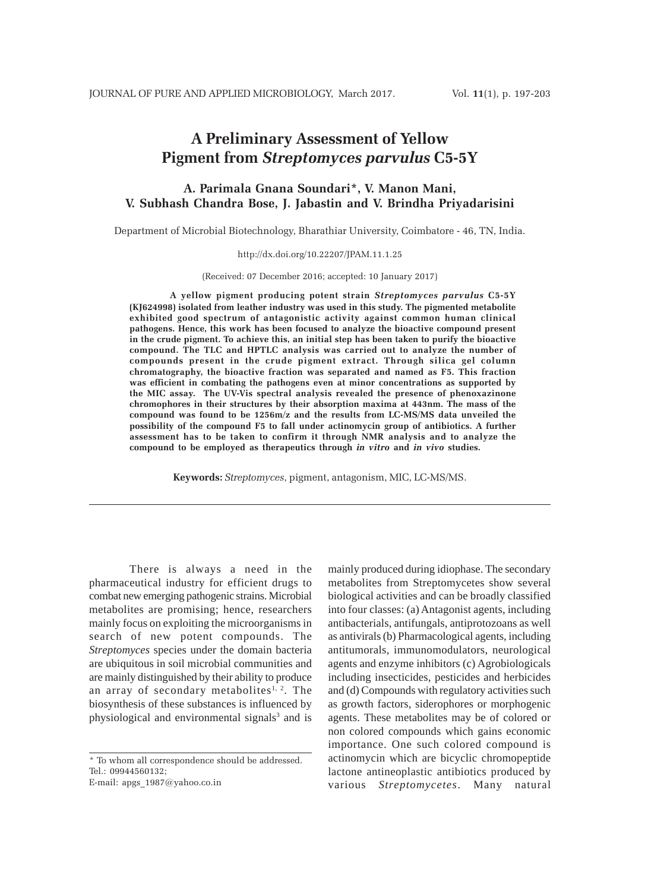# A Preliminary Assessment of Yellow Pigment from *Streptomyces parvulus* C5-5Y

**A. Parimala Gnana Soundari*, V. Manon Mani, V. Subhash Chandra Bose, J. Jabastin and V. Brindha Priyadarisini**

Department of Microbial Biotechnology, Bharathiar University, Coimbatore - 46, TN, India.

http://dx.doi.org/10.22207/JPAM.11.1.25

(Received: 07 December 2016; accepted: 10 January 2017)

**A yellow pigment producing potent strain *Streptomyces parvulus* C5-5Y (KJ624998) isolated from leather industry was used in this study. The pigmented metabolite exhibited good spectrum of antagonistic activity against common human clinical pathogens. Hence, this work has been focused to analyze the bioactive compound present in the crude pigment. To achieve this, an initial step has been taken to purify the bioactive compound. The TLC and HPTLC analysis was carried out to analyze the number of compounds present in the crude pigment extract. Through silica gel column chromatography, the bioactive fraction was separated and named as F5. This fraction was efficient in combating the pathogens even at minor concentrations as supported by the MIC assay. The UV-Vis spectral analysis revealed the presence of phenoxazinone chromophores in their structures by their absorption maxima at 443nm. The mass of the compound was found to be 1256m/z and the results from LC-MS/MS data unveiled the possibility of the compound F5 to fall under actinomycin group of antibiotics. A further assessment has to be taken to confirm it through NMR analysis and to analyze the compound to be employed as therapeutics through *in vitro* and *in vivo* studies.**

**Keywords:** *Streptomyces*, pigment, antagonism, MIC, LC-MS/MS.

---

There is always a need in the pharmaceutical industry for efficient drugs to combat new emerging pathogenic strains. Microbial metabolites are promising; hence, researchers mainly focus on exploiting the microorganisms in search of new potent compounds. The *Streptomyces* species under the domain bacteria are ubiquitous in soil microbial communities and are mainly distinguished by their ability to produce an array of secondary metabolites[1, 2]. The biosynthesis of these substances is influenced by physiological and environmental signals[3] and is mainly produced during idiophase. The secondary metabolites from Streptomycetes show several biological activities and can be broadly classified into four classes: (a) Antagonist agents, including antibacterials, antifungals, antiprotozoans as well as antivirals (b) Pharmacological agents, including antitumorals, immunomodulators, neurological agents and enzyme inhibitors (c) Agrobiologicals including insecticides, pesticides and herbicides and (d) Compounds with regulatory activities such as growth factors, siderophores or morphogenic agents. These metabolites may be of colored or non colored compounds which gains economic importance. One such colored compound is actinomycin which are bicyclic chromopeptide lactone antineoplastic antibiotics produced by various *Streptomycetes*. Many natural

---

* To whom all correspondence should be addressed.
Tel.: 09944560132;
E-mail: apgs_1987@yahoo.co.in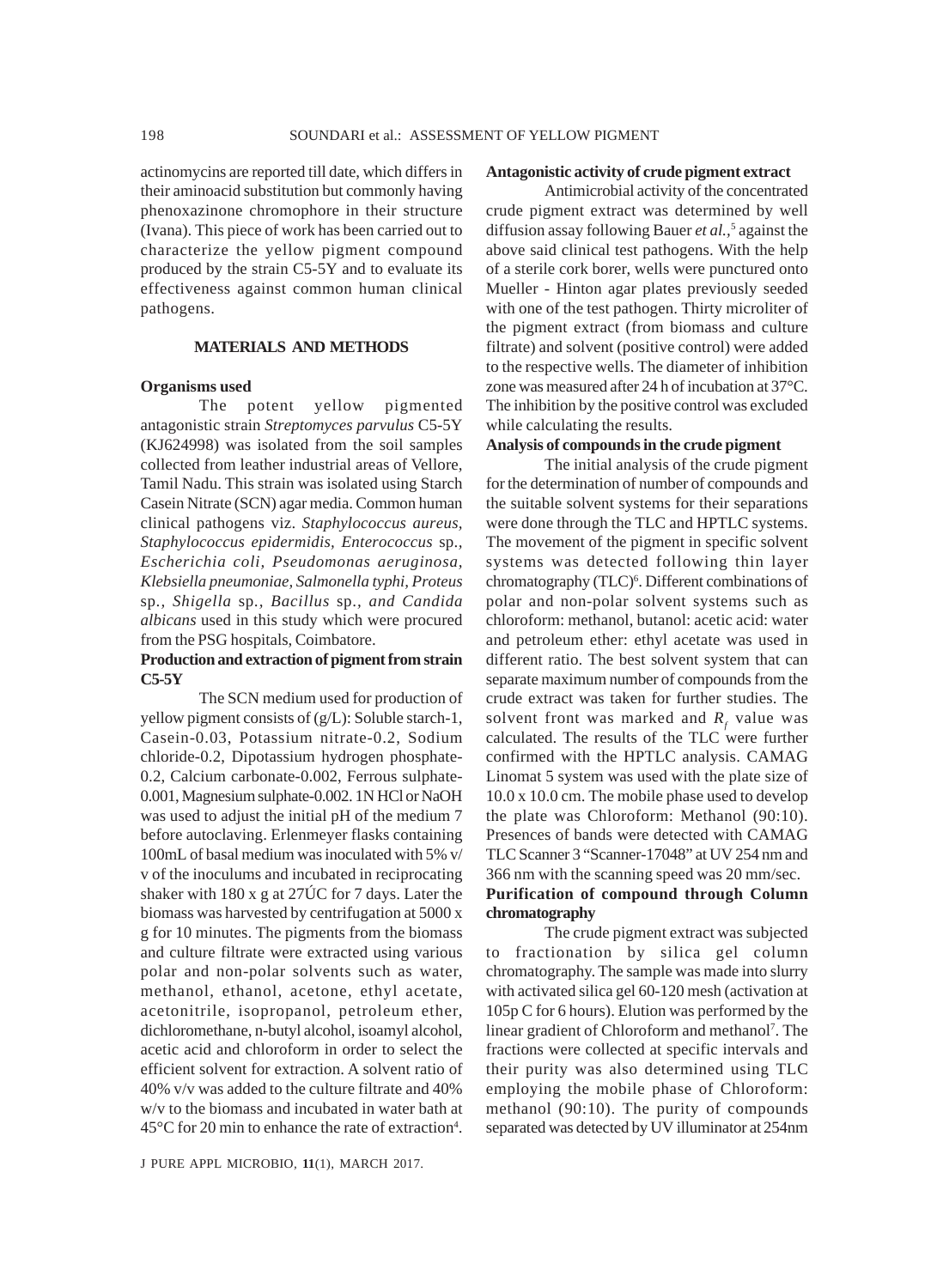actinomycins are reported till date, which differs in their aminoacid substitution but commonly having phenoxazinone chromophore in their structure (Ivana). This piece of work has been carried out to characterize the yellow pigment compound produced by the strain C5-5Y and to evaluate its effectiveness against common human clinical pathogens.

## MATERIALS AND METHODS

### Organisms used

The potent yellow pigmented antagonistic strain *Streptomyces parvulus* C5-5Y (KJ624998) was isolated from the soil samples collected from leather industrial areas of Vellore, Tamil Nadu. This strain was isolated using Starch Casein Nitrate (SCN) agar media. Common human clinical pathogens viz. *Staphylococcus aureus*, *Staphylococcus epidermidis*, *Enterococcus* sp., *Escherichia coli*, *Pseudomonas aeruginosa*, *Klebsiella pneumoniae*, *Salmonella typhi*, *Proteus* sp., *Shigella* sp., *Bacillus* sp., *and Candida albicans* used in this study which were procured from the PSG hospitals, Coimbatore.

### Production and extraction of pigment from strain C5-5Y

The SCN medium used for production of yellow pigment consists of (g/L): Soluble starch-1, Casein-0.03, Potassium nitrate-0.2, Sodium chloride-0.2, Dipotassium hydrogen phosphate-0.2, Calcium carbonate-0.002, Ferrous sulphate-0.001, Magnesium sulphate-0.002. 1N HCl or NaOH was used to adjust the initial pH of the medium 7 before autoclaving. Erlenmeyer flasks containing 100mL of basal medium was inoculated with 5% v/v of the inoculums and incubated in reciprocating shaker with 180 x g at 27ÚC for 7 days. Later the biomass was harvested by centrifugation at 5000 x g for 10 minutes. The pigments from the biomass and culture filtrate were extracted using various polar and non-polar solvents such as water, methanol, ethanol, acetone, ethyl acetate, acetonitrile, isopropanol, petroleum ether, dichloromethane, n-butyl alcohol, isoamyl alcohol, acetic acid and chloroform in order to select the efficient solvent for extraction. A solvent ratio of 40% v/v was added to the culture filtrate and 40% w/v to the biomass and incubated in water bath at 45°C for 20 min to enhance the rate of extraction[4].

### Antagonistic activity of crude pigment extract

Antimicrobial activity of the concentrated crude pigment extract was determined by well diffusion assay following Bauer *et al.*,[5] against the above said clinical test pathogens. With the help of a sterile cork borer, wells were punctured onto Mueller - Hinton agar plates previously seeded with one of the test pathogen. Thirty microliter of the pigment extract (from biomass and culture filtrate) and solvent (positive control) were added to the respective wells. The diameter of inhibition zone was measured after 24 h of incubation at 37°C. The inhibition by the positive control was excluded while calculating the results.

### Analysis of compounds in the crude pigment

The initial analysis of the crude pigment for the determination of number of compounds and the suitable solvent systems for their separations were done through the TLC and HPTLC systems. The movement of the pigment in specific solvent systems was detected following thin layer chromatography (TLC)[6]. Different combinations of polar and non-polar solvent systems such as chloroform: methanol, butanol: acetic acid: water and petroleum ether: ethyl acetate was used in different ratio. The best solvent system that can separate maximum number of compounds from the crude extract was taken for further studies. The solvent front was marked and $R_f$ value was calculated. The results of the TLC were further confirmed with the HPTLC analysis. CAMAG Linomat 5 system was used with the plate size of 10.0 x 10.0 cm. The mobile phase used to develop the plate was Chloroform: Methanol (90:10). Presences of bands were detected with CAMAG TLC Scanner 3 "Scanner-17048" at UV 254 nm and 366 nm with the scanning speed was 20 mm/sec.

### Purification of compound through Column chromatography

The crude pigment extract was subjected to fractionation by silica gel column chromatography. The sample was made into slurry with activated silica gel 60-120 mesh (activation at 105p C for 6 hours). Elution was performed by the linear gradient of Chloroform and methanol[7]. The fractions were collected at specific intervals and their purity was also determined using TLC employing the mobile phase of Chloroform: methanol (90:10). The purity of compounds separated was detected by UV illuminator at 254nm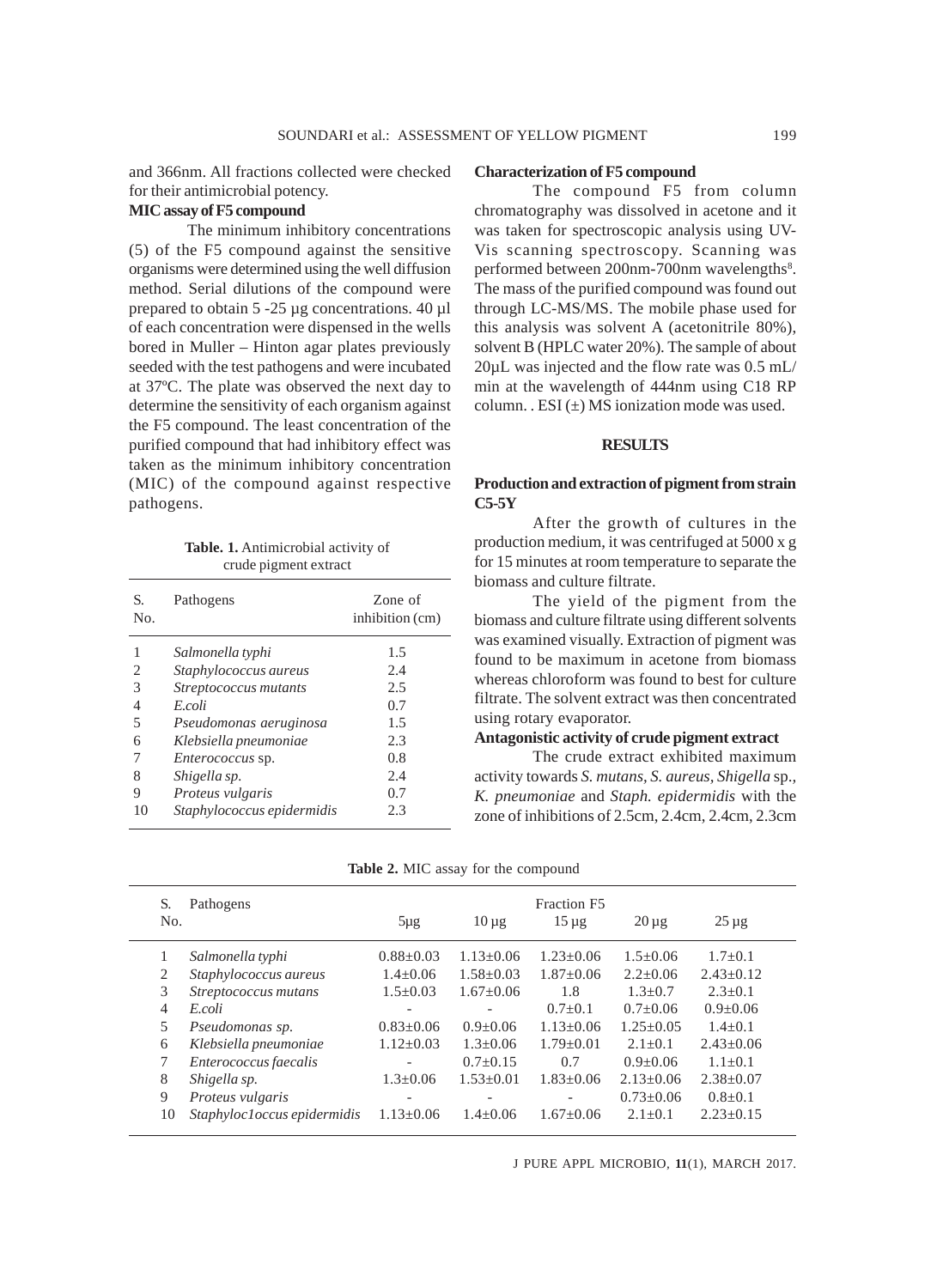and 366nm. All fractions collected were checked for their antimicrobial potency.

**MIC assay of F5 compound**

The minimum inhibitory concentrations (5) of the F5 compound against the sensitive organisms were determined using the well diffusion method. Serial dilutions of the compound were prepared to obtain 5 -25 µg concentrations. 40 µl of each concentration were dispensed in the wells bored in Muller – Hinton agar plates previously seeded with the test pathogens and were incubated at 37ºC. The plate was observed the next day to determine the sensitivity of each organism against the F5 compound. The least concentration of the purified compound that had inhibitory effect was taken as the minimum inhibitory concentration (MIC) of the compound against respective pathogens.

**Table. 1.** Antimicrobial activity of crude pigment extract

| S. No. | Pathogens | Zone of inhibition (cm) |
|---|---|---|
| 1 | *Salmonella typhi* | 1.5 |
| 2 | *Staphylococcus aureus* | 2.4 |
| 3 | *Streptococcus mutants* | 2.5 |
| 4 | *E.coli* | 0.7 |
| 5 | *Pseudomonas aeruginosa* | 1.5 |
| 6 | *Klebsiella pneumoniae* | 2.3 |
| 7 | *Enterococcus* sp. | 0.8 |
| 8 | *Shigella sp.* | 2.4 |
| 9 | *Proteus vulgaris* | 0.7 |
| 10 | *Staphylococcus epidermidis* | 2.3 |

**Characterization of F5 compound**

The compound F5 from column chromatography was dissolved in acetone and it was taken for spectroscopic analysis using UV-Vis scanning spectroscopy. Scanning was performed between 200nm-700nm wavelengths[8]. The mass of the purified compound was found out through LC-MS/MS. The mobile phase used for this analysis was solvent A (acetonitrile 80%), solvent B (HPLC water 20%). The sample of about 20µL was injected and the flow rate was 0.5 mL/min at the wavelength of 444nm using C18 RP column. . ESI (±) MS ionization mode was used.

## RESULTS

**Production and extraction of pigment from strain C5-5Y**

After the growth of cultures in the production medium, it was centrifuged at 5000 x g for 15 minutes at room temperature to separate the biomass and culture filtrate.

The yield of the pigment from the biomass and culture filtrate using different solvents was examined visually. Extraction of pigment was found to be maximum in acetone from biomass whereas chloroform was found to best for culture filtrate. The solvent extract was then concentrated using rotary evaporator.

**Antagonistic activity of crude pigment extract**

The crude extract exhibited maximum activity towards *S. mutans*, *S. aureus*, *Shigella* sp., *K. pneumoniae* and *Staph. epidermidis* with the zone of inhibitions of 2.5cm, 2.4cm, 2.4cm, 2.3cm

**Table 2.** MIC assay for the compound

| S. No. | Pathogens | Fraction F5 | | | | |
|---|---|---|---|---|---|---|
| | | 5µg | 10 µg | 15 µg | 20 µg | 25 µg |
| 1 | *Salmonella typhi* | 0.88±0.03 | 1.13±0.06 | 1.23±0.06 | 1.5±0.06 | 1.7±0.1 |
| 2 | *Staphylococcus aureus* | 1.4±0.06 | 1.58±0.03 | 1.87±0.06 | 2.2±0.06 | 2.43±0.12 |
| 3 | *Streptococcus mutans* | 1.5±0.03 | 1.67±0.06 | 1.8 | 1.3±0.7 | 2.3±0.1 |
| 4 | *E.coli* | - | - | 0.7±0.1 | 0.7±0.06 | 0.9±0.06 |
| 5 | *Pseudomonas sp.* | 0.83±0.06 | 0.9±0.06 | 1.13±0.06 | 1.25±0.05 | 1.4±0.1 |
| 6 | *Klebsiella pneumoniae* | 1.12±0.03 | 1.3±0.06 | 1.79±0.01 | 2.1±0.1 | 2.43±0.06 |
| 7 | *Enterococcus faecalis* | - | 0.7±0.15 | 0.7 | 0.9±0.06 | 1.1±0.1 |
| 8 | *Shigella sp.* | 1.3±0.06 | 1.53±0.01 | 1.83±0.06 | 2.13±0.06 | 2.38±0.07 |
| 9 | *Proteus vulgaris* | - | - | - | 0.73±0.06 | 0.8±0.1 |
| 10 | *Staphyloc1occus epidermidis* | 1.13±0.06 | 1.4±0.06 | 1.67±0.06 | 2.1±0.1 | 2.23±0.15 |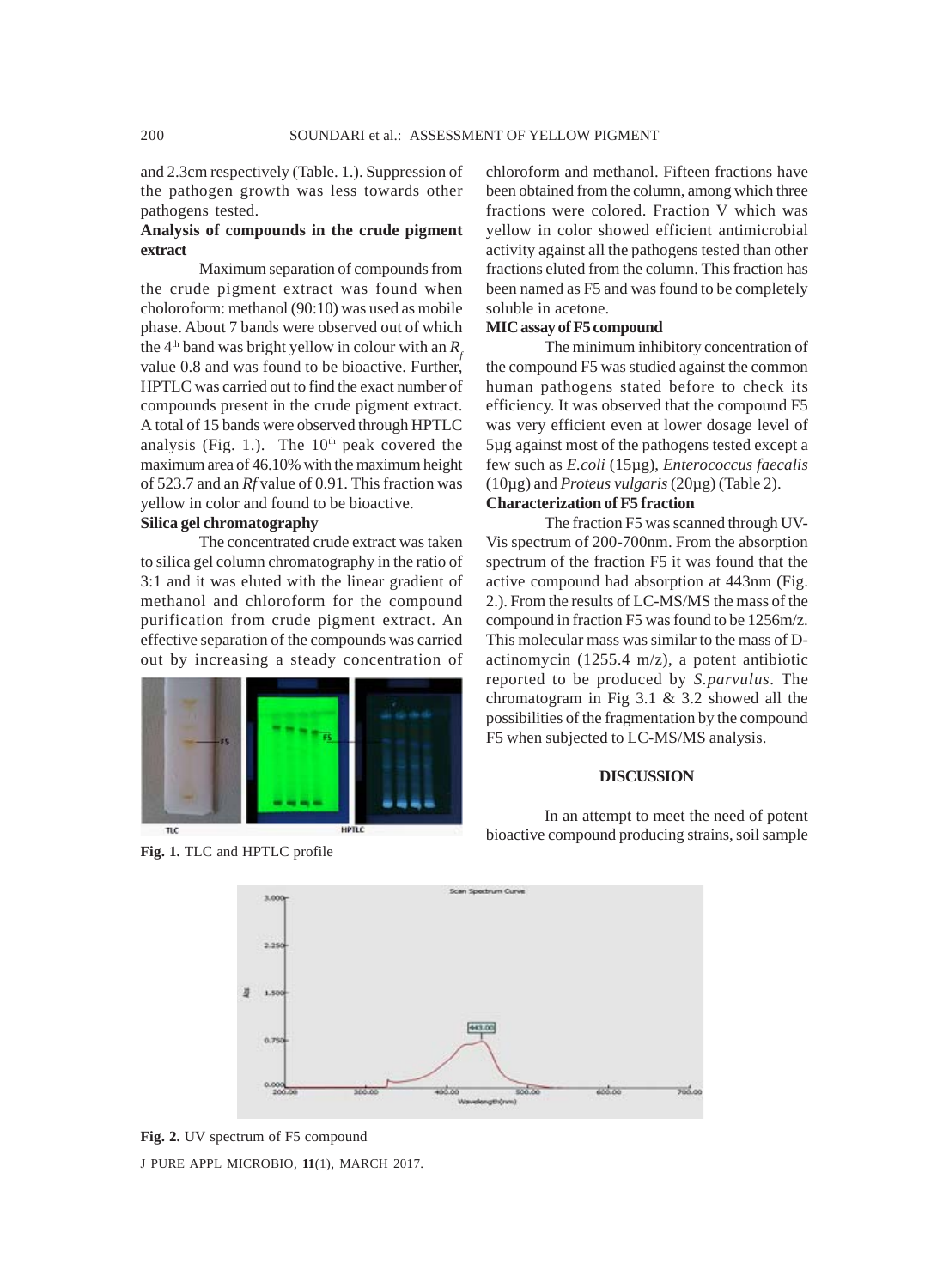and 2.3cm respectively (Table. 1.). Suppression of the pathogen growth was less towards other pathogens tested.

**Analysis of compounds in the crude pigment extract**

Maximum separation of compounds from the crude pigment extract was found when choloroform: methanol (90:10) was used as mobile phase. About 7 bands were observed out of which the 4th band was bright yellow in colour with an $R_f$ value 0.8 and was found to be bioactive. Further, HPTLC was carried out to find the exact number of compounds present in the crude pigment extract. A total of 15 bands were observed through HPTLC analysis (Fig. 1.). The 10th peak covered the maximum area of 46.10% with the maximum height of 523.7 and an *Rf* value of 0.91. This fraction was yellow in color and found to be bioactive.

**Silica gel chromatography**

The concentrated crude extract was taken to silica gel column chromatography in the ratio of 3:1 and it was eluted with the linear gradient of methanol and chloroform for the compound purification from crude pigment extract. An effective separation of the compounds was carried out by increasing a steady concentration of chloroform and methanol. Fifteen fractions have been obtained from the column, among which three fractions were colored. Fraction V which was yellow in color showed efficient antimicrobial activity against all the pathogens tested than other fractions eluted from the column. This fraction has been named as F5 and was found to be completely soluble in acetone.

Fig. 1. TLC and HPTLC profile

**MIC assay of F5 compound**

The minimum inhibitory concentration of the compound F5 was studied against the common human pathogens stated before to check its efficiency. It was observed that the compound F5 was very efficient even at lower dosage level of 5µg against most of the pathogens tested except a few such as *E.coli* (15µg), *Enterococcus faecalis* (10µg) and *Proteus vulgaris* (20µg) (Table 2).

**Characterization of F5 fraction**

The fraction F5 was scanned through UV-Vis spectrum of 200-700nm. From the absorption spectrum of the fraction F5 it was found that the active compound had absorption at 443nm (Fig. 2.). From the results of LC-MS/MS the mass of the compound in fraction F5 was found to be 1256m/z. This molecular mass was similar to the mass of D-actinomycin (1255.4 m/z), a potent antibiotic reported to be produced by *S.parvulus*. The chromatogram in Fig 3.1 & 3.2 showed all the possibilities of the fragmentation by the compound F5 when subjected to LC-MS/MS analysis.

## DISCUSSION

In an attempt to meet the need of potent bioactive compound producing strains, soil sample

Fig. 2. UV spectrum of F5 compound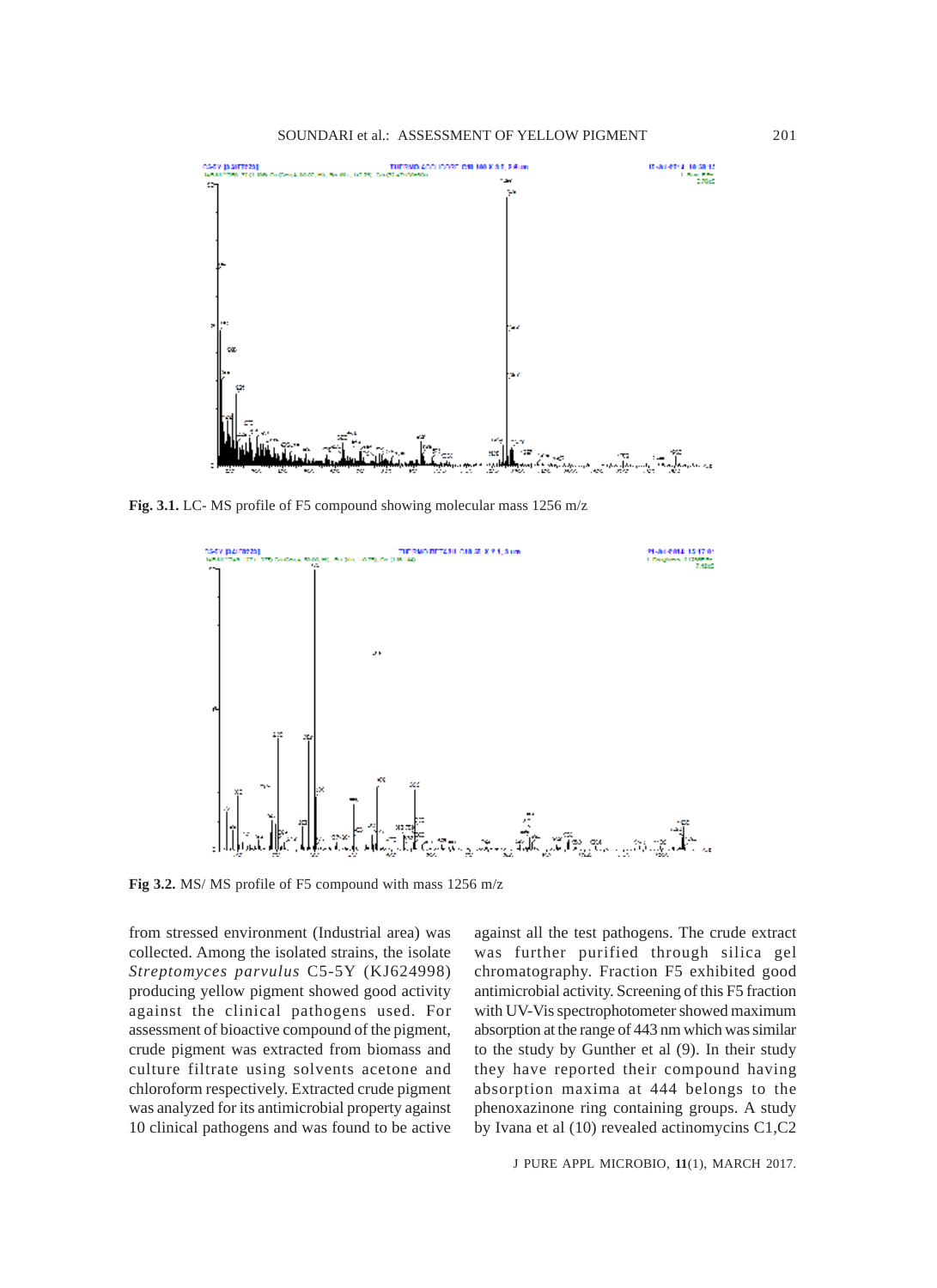Fig. 3.1. LC- MS profile of F5 compound showing molecular mass 1256 m/z

Fig 3.2. MS/ MS profile of F5 compound with mass 1256 m/z

from stressed environment (Industrial area) was collected. Among the isolated strains, the isolate *Streptomyces parvulus* C5-5Y (KJ624998) producing yellow pigment showed good activity against the clinical pathogens used. For assessment of bioactive compound of the pigment, crude pigment was extracted from biomass and culture filtrate using solvents acetone and chloroform respectively. Extracted crude pigment was analyzed for its antimicrobial property against 10 clinical pathogens and was found to be active against all the test pathogens. The crude extract was further purified through silica gel chromatography. Fraction F5 exhibited good antimicrobial activity. Screening of this F5 fraction with UV-Vis spectrophotometer showed maximum absorption at the range of 443 nm which was similar to the study by Gunther et al (9). In their study they have reported their compound having absorption maxima at 444 belongs to the phenoxazinone ring containing groups. A study by Ivana et al (10) revealed actinomycins C1,C2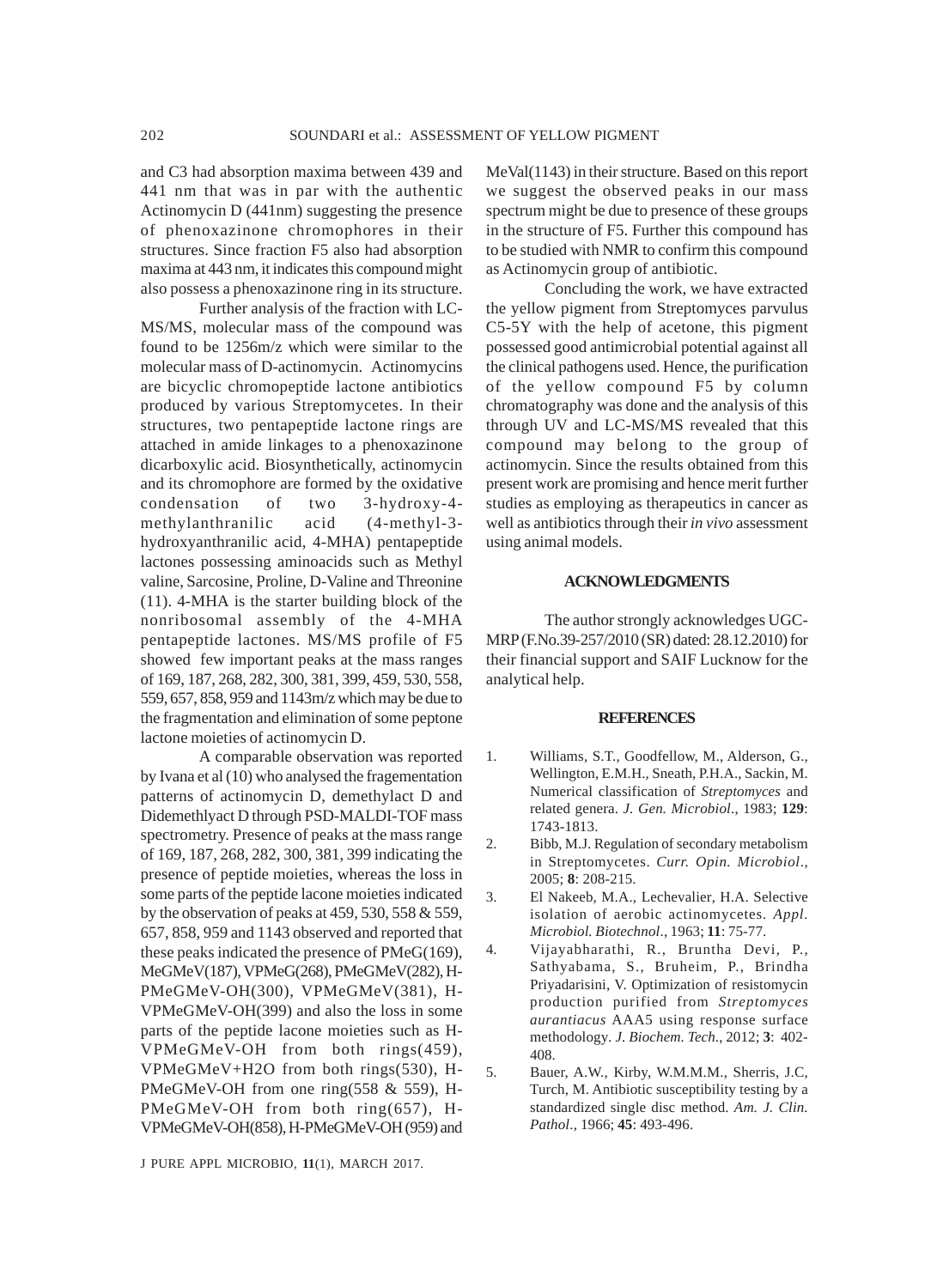and C3 had absorption maxima between 439 and 441 nm that was in par with the authentic Actinomycin D (441nm) suggesting the presence of phenoxazinone chromophores in their structures. Since fraction F5 also had absorption maxima at 443 nm, it indicates this compound might also possess a phenoxazinone ring in its structure.

Further analysis of the fraction with LC-MS/MS, molecular mass of the compound was found to be 1256m/z which were similar to the molecular mass of D-actinomycin. Actinomycins are bicyclic chromopeptide lactone antibiotics produced by various Streptomycetes. In their structures, two pentapeptide lactone rings are attached in amide linkages to a phenoxazinone dicarboxylic acid. Biosynthetically, actinomycin and its chromophore are formed by the oxidative condensation of two 3-hydroxy-4-methylanthranilic acid (4-methyl-3-hydroxyanthranilic acid, 4-MHA) pentapeptide lactones possessing aminoacids such as Methyl valine, Sarcosine, Proline, D-Valine and Threonine (11). 4-MHA is the starter building block of the nonribosomal assembly of the 4-MHA pentapeptide lactones. MS/MS profile of F5 showed few important peaks at the mass ranges of 169, 187, 268, 282, 300, 381, 399, 459, 530, 558, 559, 657, 858, 959 and 1143m/z which may be due to the fragmentation and elimination of some peptone lactone moieties of actinomycin D.

A comparable observation was reported by Ivana et al (10) who analysed the fragementation patterns of actinomycin D, demethylact D and Didemethlyact D through PSD-MALDI-TOF mass spectrometry. Presence of peaks at the mass range of 169, 187, 268, 282, 300, 381, 399 indicating the presence of peptide moieties, whereas the loss in some parts of the peptide lacone moieties indicated by the observation of peaks at 459, 530, 558 & 559, 657, 858, 959 and 1143 observed and reported that these peaks indicated the presence of PMeG(169), MeGMeV(187), VPMeG(268), PMeGMeV(282), H-PMeGMeV-OH(300), VPMeGMeV(381), H-VPMeGMeV-OH(399) and also the loss in some parts of the peptide lacone moieties such as H-VPMeGMeV-OH from both rings(459), VPMeGMeV+H2O from both rings(530), H-PMeGMeV-OH from one ring(558 & 559), H-PMeGMeV-OH from both ring(657), H-VPMeGMeV-OH(858), H-PMeGMeV-OH (959) and MeVal(1143) in their structure. Based on this report we suggest the observed peaks in our mass spectrum might be due to presence of these groups in the structure of F5. Further this compound has to be studied with NMR to confirm this compound as Actinomycin group of antibiotic.

Concluding the work, we have extracted the yellow pigment from Streptomyces parvulus C5-5Y with the help of acetone, this pigment possessed good antimicrobial potential against all the clinical pathogens used. Hence, the purification of the yellow compound F5 by column chromatography was done and the analysis of this through UV and LC-MS/MS revealed that this compound may belong to the group of actinomycin. Since the results obtained from this present work are promising and hence merit further studies as employing as therapeutics in cancer as well as antibiotics through their *in vivo* assessment using animal models.

## ACKNOWLEDGMENTS

The author strongly acknowledges UGC-MRP (F.No.39-257/2010 (SR) dated: 28.12.2010) for their financial support and SAIF Lucknow for the analytical help.

## REFERENCES

1. Williams, S.T., Goodfellow, M., Alderson, G., Wellington, E.M.H., Sneath, P.H.A., Sackin, M. Numerical classification of *Streptomyces* and related genera. *J. Gen. Microbiol*., 1983; **129**: 1743-1813.
2. Bibb, M.J. Regulation of secondary metabolism in Streptomycetes. *Curr. Opin. Microbiol*., 2005; **8**: 208-215.
3. El Nakeeb, M.A., Lechevalier, H.A. Selective isolation of aerobic actinomycetes. *Appl. Microbiol. Biotechnol*., 1963; **11**: 75-77.
4. Vijayabharathi, R., Bruntha Devi, P., Sathyabama, S., Bruheim, P., Brindha Priyadarisini, V. Optimization of resistomycin production purified from *Streptomyces aurantiacus* AAA5 using response surface methodology. *J. Biochem. Tech*., 2012; **3**: 402-408.
5. Bauer, A.W., Kirby, W.M.M.M., Sherris, J.C, Turch, M. Antibiotic susceptibility testing by a standardized single disc method. *Am. J. Clin. Pathol*., 1966; **45**: 493-496.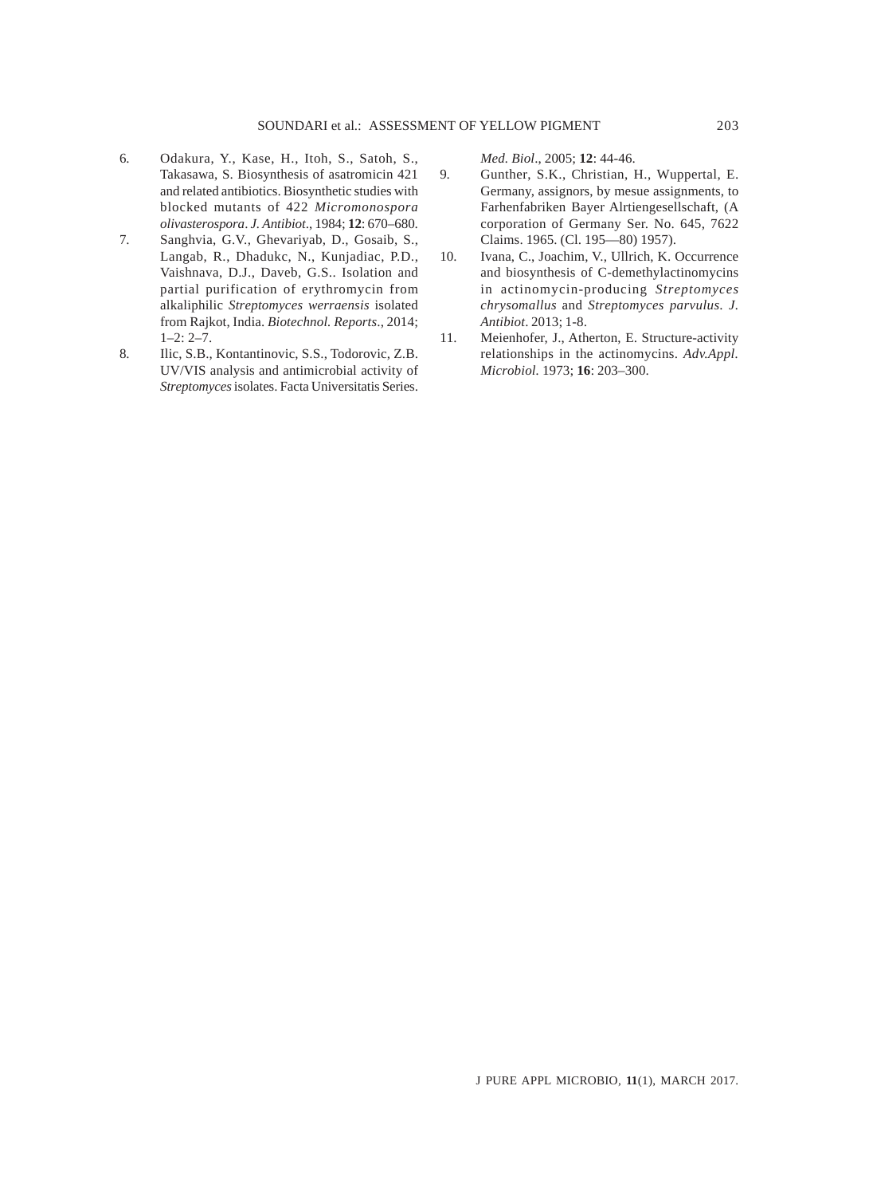6. Odakura, Y., Kase, H., Itoh, S., Satoh, S., Takasawa, S. Biosynthesis of asatromicin 421 and related antibiotics. Biosynthetic studies with blocked mutants of 422 *Micromonospora olivasterospora*. *J. Antibiot*., 1984; **12**: 670–680.
7. Sanghvia, G.V., Ghevariyab, D., Gosaib, S., Langab, R., Dhadukc, N., Kunjadiac, P.D., Vaishnava, D.J., Daveb, G.S.. Isolation and partial purification of erythromycin from alkaliphilic *Streptomyces werraensis* isolated from Rajkot, India. *Biotechnol. Reports*., 2014; 1–2: 2–7.
8. Ilic, S.B., Kontantinovic, S.S., Todorovic, Z.B. UV/VIS analysis and antimicrobial activity of *Streptomyces* isolates. Facta Universitatis Series. *Med. Biol*., 2005; **12**: 44-46.
9. Gunther, S.K., Christian, H., Wuppertal, E. Germany, assignors, by mesue assignments, to Farhenfabriken Bayer Alrtiengesellschaft, (A corporation of Germany Ser. No. 645, 7622 Claims. 1965. (Cl. 195—80) 1957).
10. Ivana, C., Joachim, V., Ullrich, K. Occurrence and biosynthesis of C-demethylactinomycins in actinomycin-producing *Streptomyces chrysomallus* and *Streptomyces parvulus*. *J. Antibiot*. 2013; 1-8.
11. Meienhofer, J., Atherton, E. Structure-activity relationships in the actinomycins. *Adv.Appl. Microbiol*. 1973; **16**: 203–300.